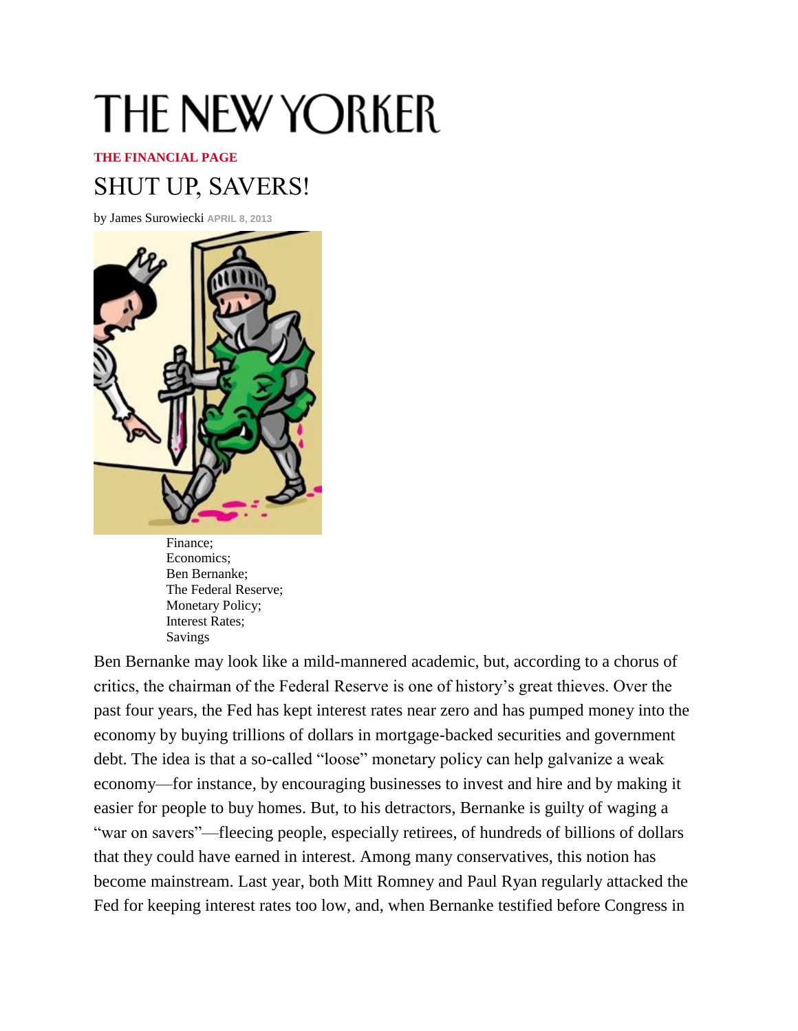# THE NEW YORKER

**THE FINANCIAL PAGE**

## SHUT UP, SAVERS!

by James Surowiecki APRIL 8, 2013

Finance;
Economics;
Ben Bernanke;
The Federal Reserve;
Monetary Policy;
Interest Rates;
Savings

Ben Bernanke may look like a mild-mannered academic, but, according to a chorus of critics, the chairman of the Federal Reserve is one of history's great thieves. Over the past four years, the Fed has kept interest rates near zero and has pumped money into the economy by buying trillions of dollars in mortgage-backed securities and government debt. The idea is that a so-called "loose" monetary policy can help galvanize a weak economy—for instance, by encouraging businesses to invest and hire and by making it easier for people to buy homes. But, to his detractors, Bernanke is guilty of waging a "war on savers"—fleecing people, especially retirees, of hundreds of billions of dollars that they could have earned in interest. Among many conservatives, this notion has become mainstream. Last year, both Mitt Romney and Paul Ryan regularly attacked the Fed for keeping interest rates too low, and, when Bernanke testified before Congress in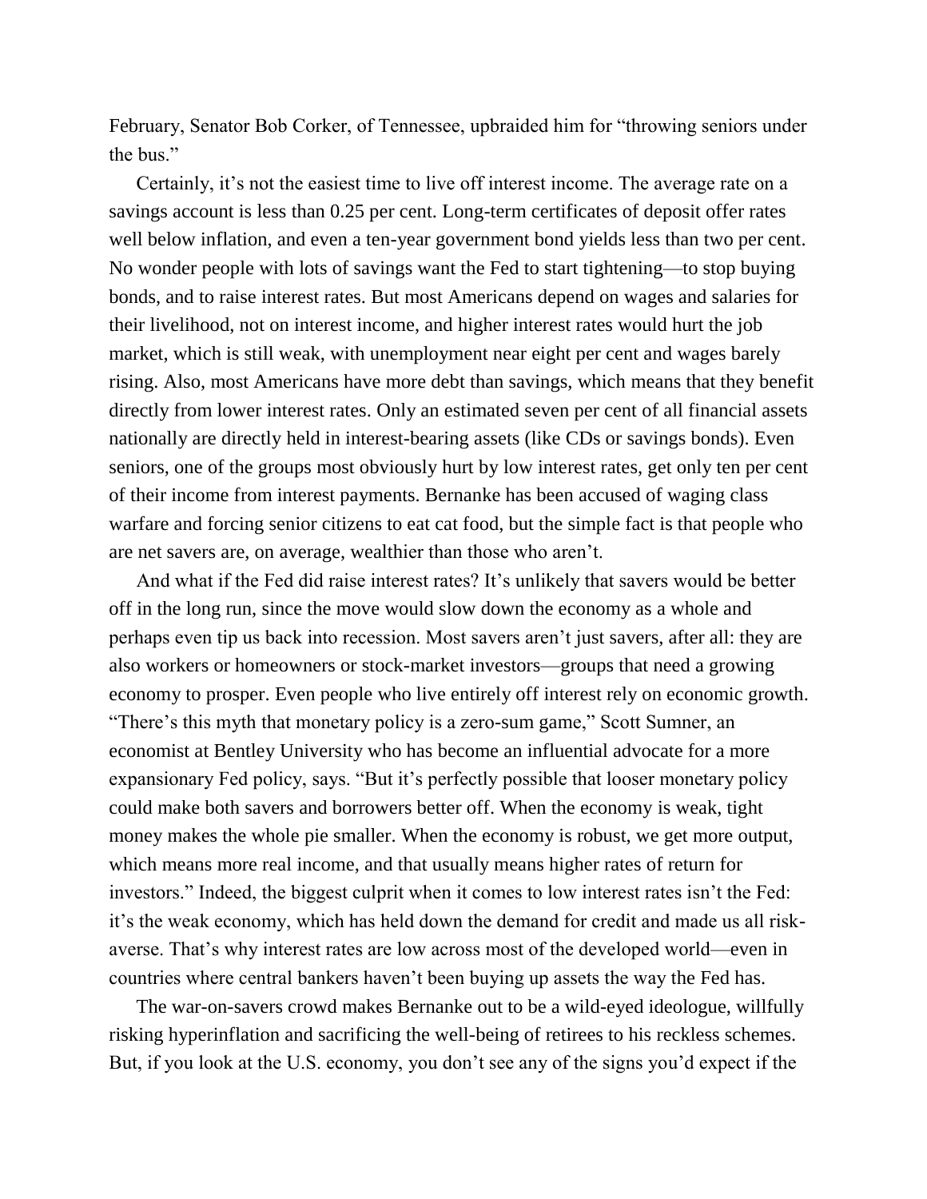February, Senator Bob Corker, of Tennessee, upbraided him for "throwing seniors under the bus."

Certainly, it's not the easiest time to live off interest income. The average rate on a savings account is less than 0.25 per cent. Long-term certificates of deposit offer rates well below inflation, and even a ten-year government bond yields less than two per cent. No wonder people with lots of savings want the Fed to start tightening—to stop buying bonds, and to raise interest rates. But most Americans depend on wages and salaries for their livelihood, not on interest income, and higher interest rates would hurt the job market, which is still weak, with unemployment near eight per cent and wages barely rising. Also, most Americans have more debt than savings, which means that they benefit directly from lower interest rates. Only an estimated seven per cent of all financial assets nationally are directly held in interest-bearing assets (like CDs or savings bonds). Even seniors, one of the groups most obviously hurt by low interest rates, get only ten per cent of their income from interest payments. Bernanke has been accused of waging class warfare and forcing senior citizens to eat cat food, but the simple fact is that people who are net savers are, on average, wealthier than those who aren't.

And what if the Fed did raise interest rates? It's unlikely that savers would be better off in the long run, since the move would slow down the economy as a whole and perhaps even tip us back into recession. Most savers aren't just savers, after all: they are also workers or homeowners or stock-market investors—groups that need a growing economy to prosper. Even people who live entirely off interest rely on economic growth. "There's this myth that monetary policy is a zero-sum game," Scott Sumner, an economist at Bentley University who has become an influential advocate for a more expansionary Fed policy, says. "But it's perfectly possible that looser monetary policy could make both savers and borrowers better off. When the economy is weak, tight money makes the whole pie smaller. When the economy is robust, we get more output, which means more real income, and that usually means higher rates of return for investors." Indeed, the biggest culprit when it comes to low interest rates isn't the Fed: it's the weak economy, which has held down the demand for credit and made us all risk-averse. That's why interest rates are low across most of the developed world—even in countries where central bankers haven't been buying up assets the way the Fed has.

The war-on-savers crowd makes Bernanke out to be a wild-eyed ideologue, willfully risking hyperinflation and sacrificing the well-being of retirees to his reckless schemes. But, if you look at the U.S. economy, you don't see any of the signs you'd expect if the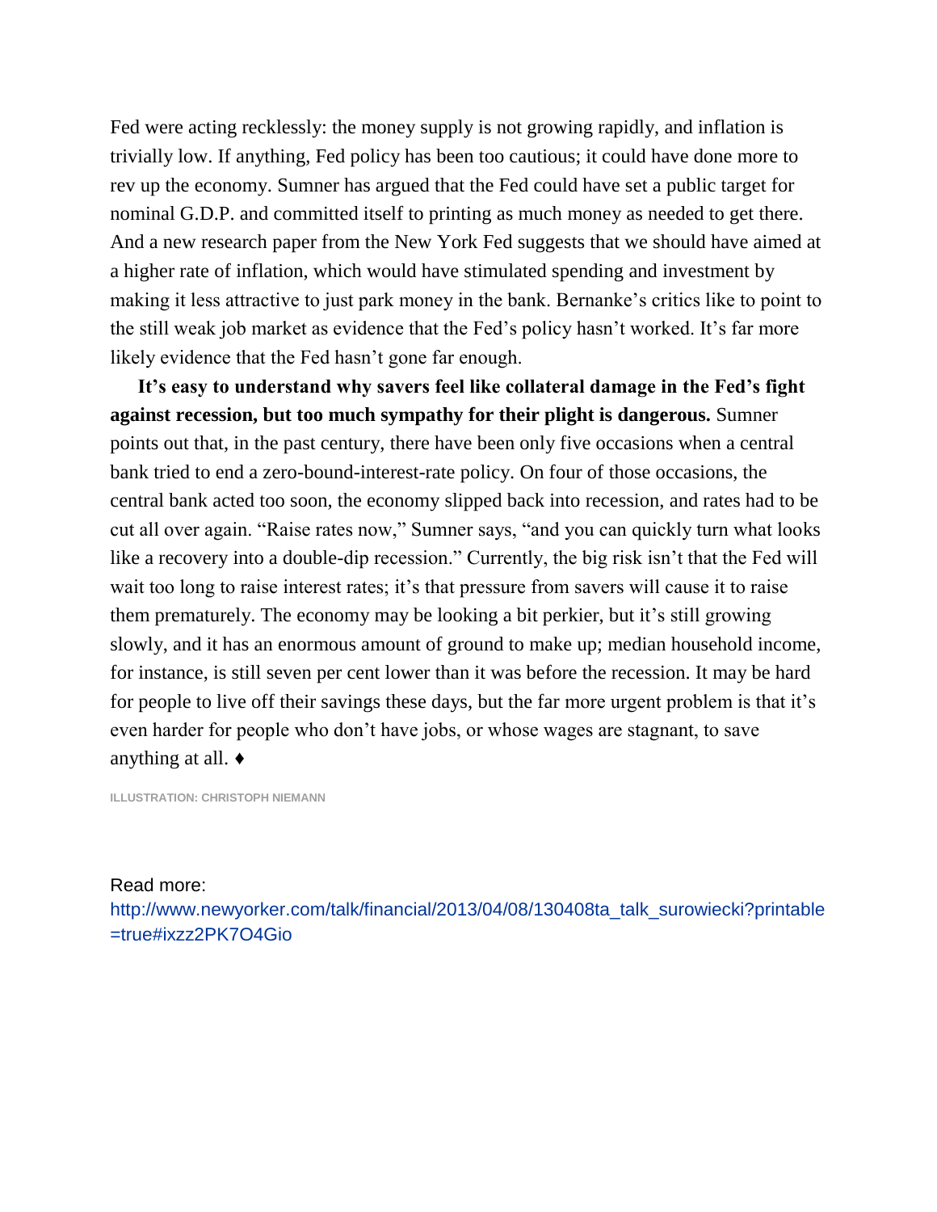Fed were acting recklessly: the money supply is not growing rapidly, and inflation is trivially low. If anything, Fed policy has been too cautious; it could have done more to rev up the economy. Sumner has argued that the Fed could have set a public target for nominal G.D.P. and committed itself to printing as much money as needed to get there. And a new research paper from the New York Fed suggests that we should have aimed at a higher rate of inflation, which would have stimulated spending and investment by making it less attractive to just park money in the bank. Bernanke's critics like to point to the still weak job market as evidence that the Fed's policy hasn't worked. It's far more likely evidence that the Fed hasn't gone far enough.

**It's easy to understand why savers feel like collateral damage in the Fed's fight against recession, but too much sympathy for their plight is dangerous.** Sumner points out that, in the past century, there have been only five occasions when a central bank tried to end a zero-bound-interest-rate policy. On four of those occasions, the central bank acted too soon, the economy slipped back into recession, and rates had to be cut all over again. "Raise rates now," Sumner says, "and you can quickly turn what looks like a recovery into a double-dip recession." Currently, the big risk isn't that the Fed will wait too long to raise interest rates; it's that pressure from savers will cause it to raise them prematurely. The economy may be looking a bit perkier, but it's still growing slowly, and it has an enormous amount of ground to make up; median household income, for instance, is still seven per cent lower than it was before the recession. It may be hard for people to live off their savings these days, but the far more urgent problem is that it's even harder for people who don't have jobs, or whose wages are stagnant, to save anything at all. ♦

ILLUSTRATION: CHRISTOPH NIEMANN

Read more:
http://www.newyorker.com/talk/financial/2013/04/08/130408ta_talk_surowiecki?printable=true#ixzz2PK7O4Gio